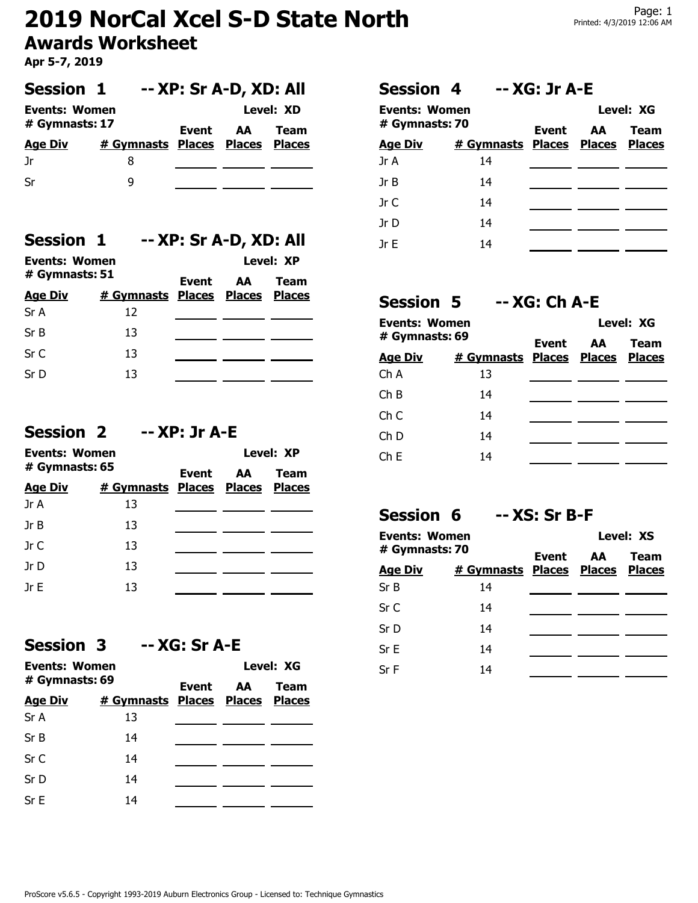# 2019 NorCal Xcel S-D State North

## Awards Worksheet

**Apr 5-7, 2019**

### Session 1 -- XP: Sr A-D, XD: All

**Events: Women** **Level: XD**

**# Gymnasts: 17**

| Age Div | # Gymnasts | Event Places | AA Places | Team Places |
|---|---|---|---|---|
| Jr | 8 | | | |
| Sr | 9 | | | |

### Session 1 -- XP: Sr A-D, XD: All

**Events: Women** **Level: XP**

**# Gymnasts: 51**

| Age Div | # Gymnasts | Event Places | AA Places | Team Places |
|---|---|---|---|---|
| Sr A | 12 | | | |
| Sr B | 13 | | | |
| Sr C | 13 | | | |
| Sr D | 13 | | | |

### Session 2 -- XP: Jr A-E

**Events: Women** **Level: XP**

**# Gymnasts: 65**

| Age Div | # Gymnasts | Event Places | AA Places | Team Places |
|---|---|---|---|---|
| Jr A | 13 | | | |
| Jr B | 13 | | | |
| Jr C | 13 | | | |
| Jr D | 13 | | | |
| Jr E | 13 | | | |

### Session 3 -- XG: Sr A-E

**Events: Women** **Level: XG**

**# Gymnasts: 69**

| Age Div | # Gymnasts | Event Places | AA Places | Team Places |
|---|---|---|---|---|
| Sr A | 13 | | | |
| Sr B | 14 | | | |
| Sr C | 14 | | | |
| Sr D | 14 | | | |
| Sr E | 14 | | | |

### Session 4 -- XG: Jr A-E

**Events: Women** **Level: XG**

**# Gymnasts: 70**

| Age Div | # Gymnasts | Event Places | AA Places | Team Places |
|---|---|---|---|---|
| Jr A | 14 | | | |
| Jr B | 14 | | | |
| Jr C | 14 | | | |
| Jr D | 14 | | | |
| Jr E | 14 | | | |

### Session 5 -- XG: Ch A-E

**Events: Women** **Level: XG**

**# Gymnasts: 69**

| Age Div | # Gymnasts | Event Places | AA Places | Team Places |
|---|---|---|---|---|
| Ch A | 13 | | | |
| Ch B | 14 | | | |
| Ch C | 14 | | | |
| Ch D | 14 | | | |
| Ch E | 14 | | | |

### Session 6 -- XS: Sr B-F

**Events: Women** **Level: XS**

**# Gymnasts: 70**

| Age Div | # Gymnasts | Event Places | AA Places | Team Places |
|---|---|---|---|---|
| Sr B | 14 | | | |
| Sr C | 14 | | | |
| Sr D | 14 | | | |
| Sr E | 14 | | | |
| Sr F | 14 | | | |

ProScore v5.6.5 - Copyright 1993-2019 Auburn Electronics Group - Licensed to: Technique Gymnastics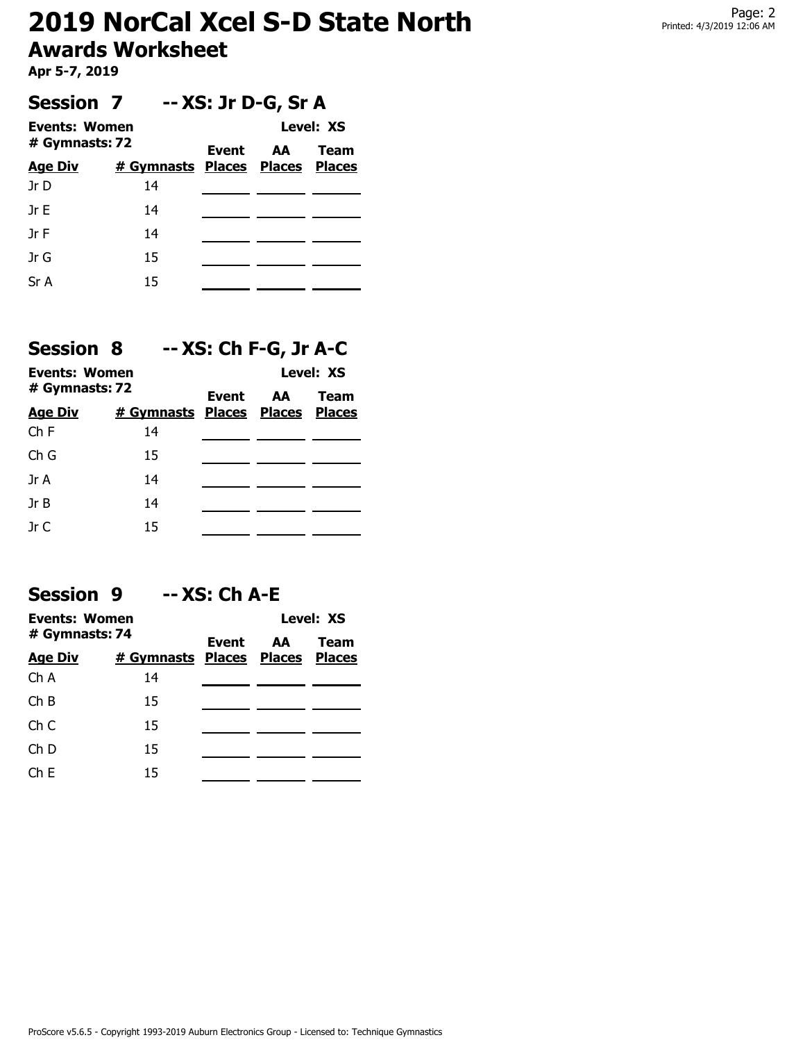# 2019 NorCal Xcel S-D State North

## Awards Worksheet

**Apr 5-7, 2019**

## Session 7 -- XS: Jr D-G, Sr A

**Events: Women** **Level: XS**

**# Gymnasts: 72**

| Age Div | # Gymnasts | Event Places | AA Places | Team Places |
|---|---|---|---|---|
| Jr D | 14 | | | |
| Jr E | 14 | | | |
| Jr F | 14 | | | |
| Jr G | 15 | | | |
| Sr A | 15 | | | |

## Session 8 -- XS: Ch F-G, Jr A-C

**Events: Women** **Level: XS**

**# Gymnasts: 72**

| Age Div | # Gymnasts | Event Places | AA Places | Team Places |
|---|---|---|---|---|
| Ch F | 14 | | | |
| Ch G | 15 | | | |
| Jr A | 14 | | | |
| Jr B | 14 | | | |
| Jr C | 15 | | | |

## Session 9 -- XS: Ch A-E

**Events: Women** **Level: XS**

**# Gymnasts: 74**

| Age Div | # Gymnasts | Event Places | AA Places | Team Places |
|---|---|---|---|---|
| Ch A | 14 | | | |
| Ch B | 15 | | | |
| Ch C | 15 | | | |
| Ch D | 15 | | | |
| Ch E | 15 | | | |

ProScore v5.6.5 - Copyright 1993-2019 Auburn Electronics Group - Licensed to: Technique Gymnastics